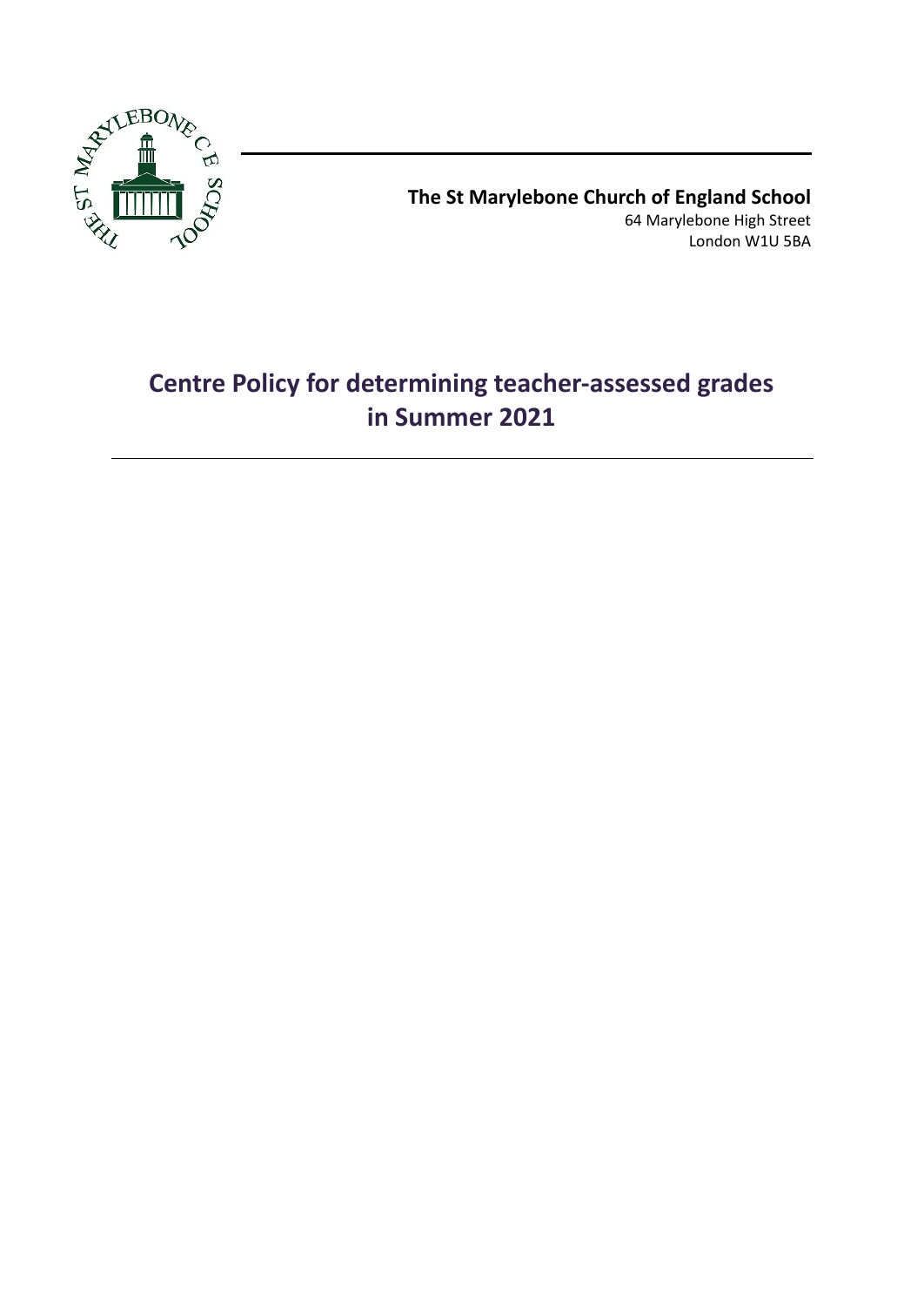**The St Marylebone Church of England School**
64 Marylebone High Street
London W1U 5BA

# Centre Policy for determining teacher-assessed grades in Summer 2021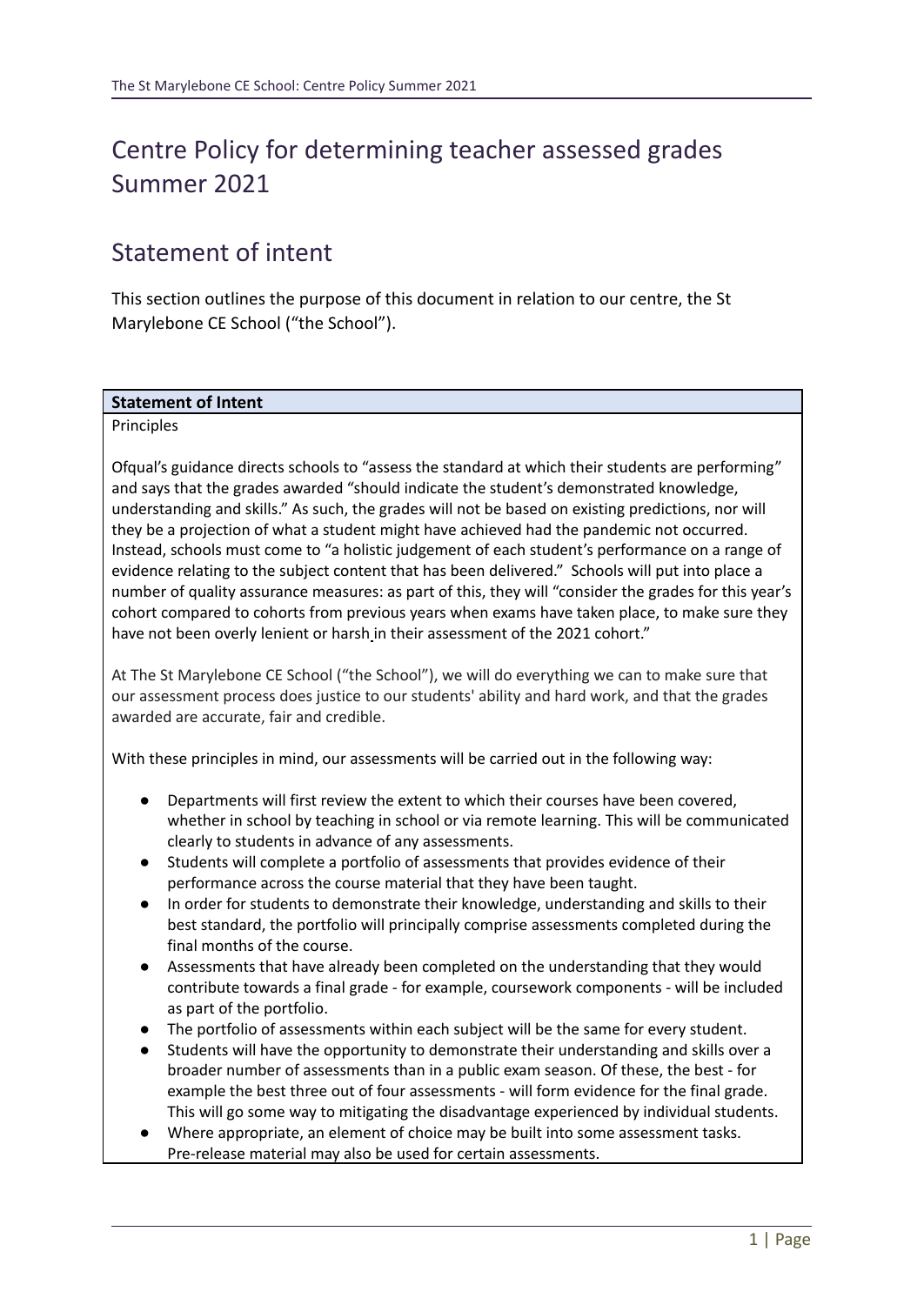# Centre Policy for determining teacher assessed grades Summer 2021

## Statement of intent

This section outlines the purpose of this document in relation to our centre, the St Marylebone CE School ("the School").

| **Statement of Intent** |
| --- |

Principles

Ofqual's guidance directs schools to "assess the standard at which their students are performing" and says that the grades awarded "should indicate the student's demonstrated knowledge, understanding and skills." As such, the grades will not be based on existing predictions, nor will they be a projection of what a student might have achieved had the pandemic not occurred. Instead, schools must come to "a holistic judgement of each student's performance on a range of evidence relating to the subject content that has been delivered." Schools will put into place a number of quality assurance measures: as part of this, they will "consider the grades for this year's cohort compared to cohorts from previous years when exams have taken place, to make sure they have not been overly lenient or harsh in their assessment of the 2021 cohort."

At The St Marylebone CE School ("the School"), we will do everything we can to make sure that our assessment process does justice to our students' ability and hard work, and that the grades awarded are accurate, fair and credible.

With these principles in mind, our assessments will be carried out in the following way:

- Departments will first review the extent to which their courses have been covered, whether in school by teaching in school or via remote learning. This will be communicated clearly to students in advance of any assessments.
- Students will complete a portfolio of assessments that provides evidence of their performance across the course material that they have been taught.
- In order for students to demonstrate their knowledge, understanding and skills to their best standard, the portfolio will principally comprise assessments completed during the final months of the course.
- Assessments that have already been completed on the understanding that they would contribute towards a final grade - for example, coursework components - will be included as part of the portfolio.
- The portfolio of assessments within each subject will be the same for every student.
- Students will have the opportunity to demonstrate their understanding and skills over a broader number of assessments than in a public exam season. Of these, the best - for example the best three out of four assessments - will form evidence for the final grade. This will go some way to mitigating the disadvantage experienced by individual students.
- Where appropriate, an element of choice may be built into some assessment tasks. Pre-release material may also be used for certain assessments.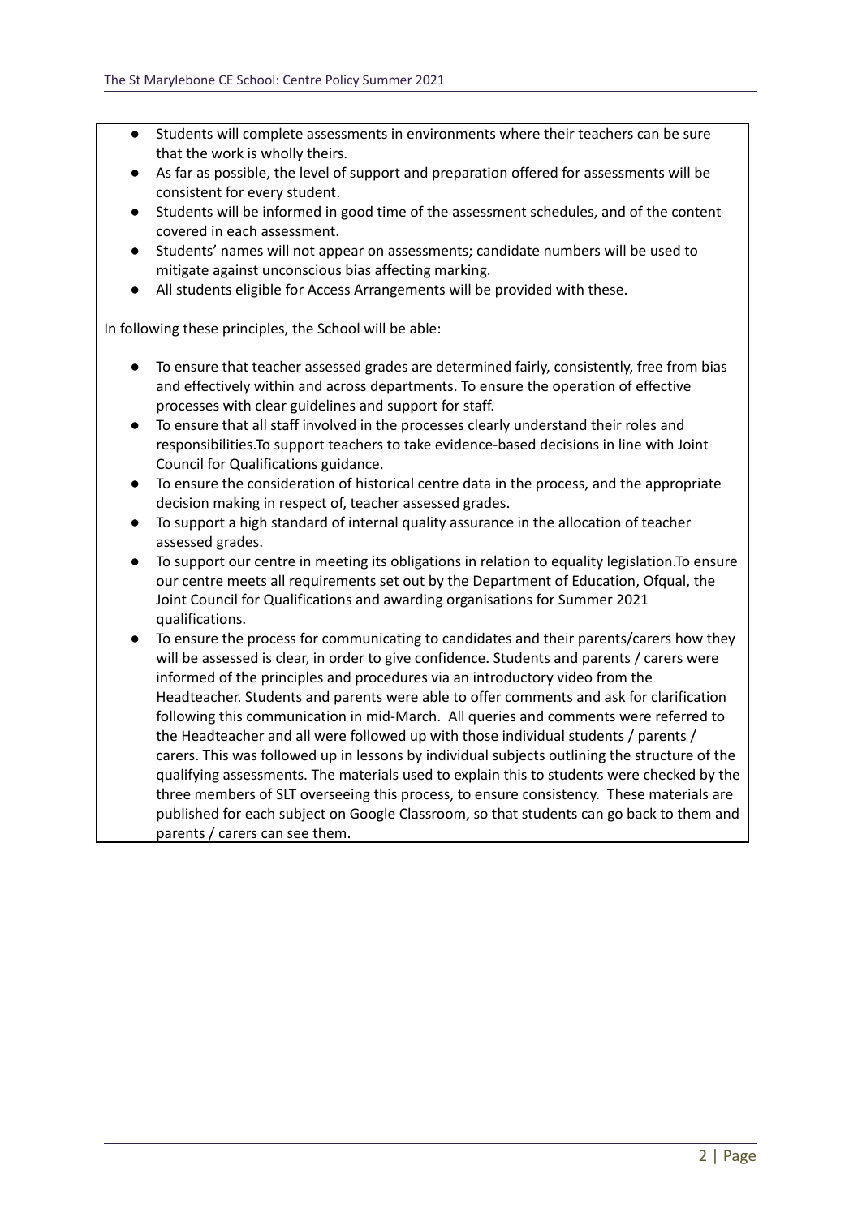- Students will complete assessments in environments where their teachers can be sure that the work is wholly theirs.
- As far as possible, the level of support and preparation offered for assessments will be consistent for every student.
- Students will be informed in good time of the assessment schedules, and of the content covered in each assessment.
- Students' names will not appear on assessments; candidate numbers will be used to mitigate against unconscious bias affecting marking.
- All students eligible for Access Arrangements will be provided with these.

In following these principles, the School will be able:

- To ensure that teacher assessed grades are determined fairly, consistently, free from bias and effectively within and across departments. To ensure the operation of effective processes with clear guidelines and support for staff.
- To ensure that all staff involved in the processes clearly understand their roles and responsibilities.To support teachers to take evidence-based decisions in line with Joint Council for Qualifications guidance.
- To ensure the consideration of historical centre data in the process, and the appropriate decision making in respect of, teacher assessed grades.
- To support a high standard of internal quality assurance in the allocation of teacher assessed grades.
- To support our centre in meeting its obligations in relation to equality legislation.To ensure our centre meets all requirements set out by the Department of Education, Ofqual, the Joint Council for Qualifications and awarding organisations for Summer 2021 qualifications.
- To ensure the process for communicating to candidates and their parents/carers how they will be assessed is clear, in order to give confidence. Students and parents / carers were informed of the principles and procedures via an introductory video from the Headteacher. Students and parents were able to offer comments and ask for clarification following this communication in mid-March. All queries and comments were referred to the Headteacher and all were followed up with those individual students / parents / carers. This was followed up in lessons by individual subjects outlining the structure of the qualifying assessments. The materials used to explain this to students were checked by the three members of SLT overseeing this process, to ensure consistency. These materials are published for each subject on Google Classroom, so that students can go back to them and parents / carers can see them.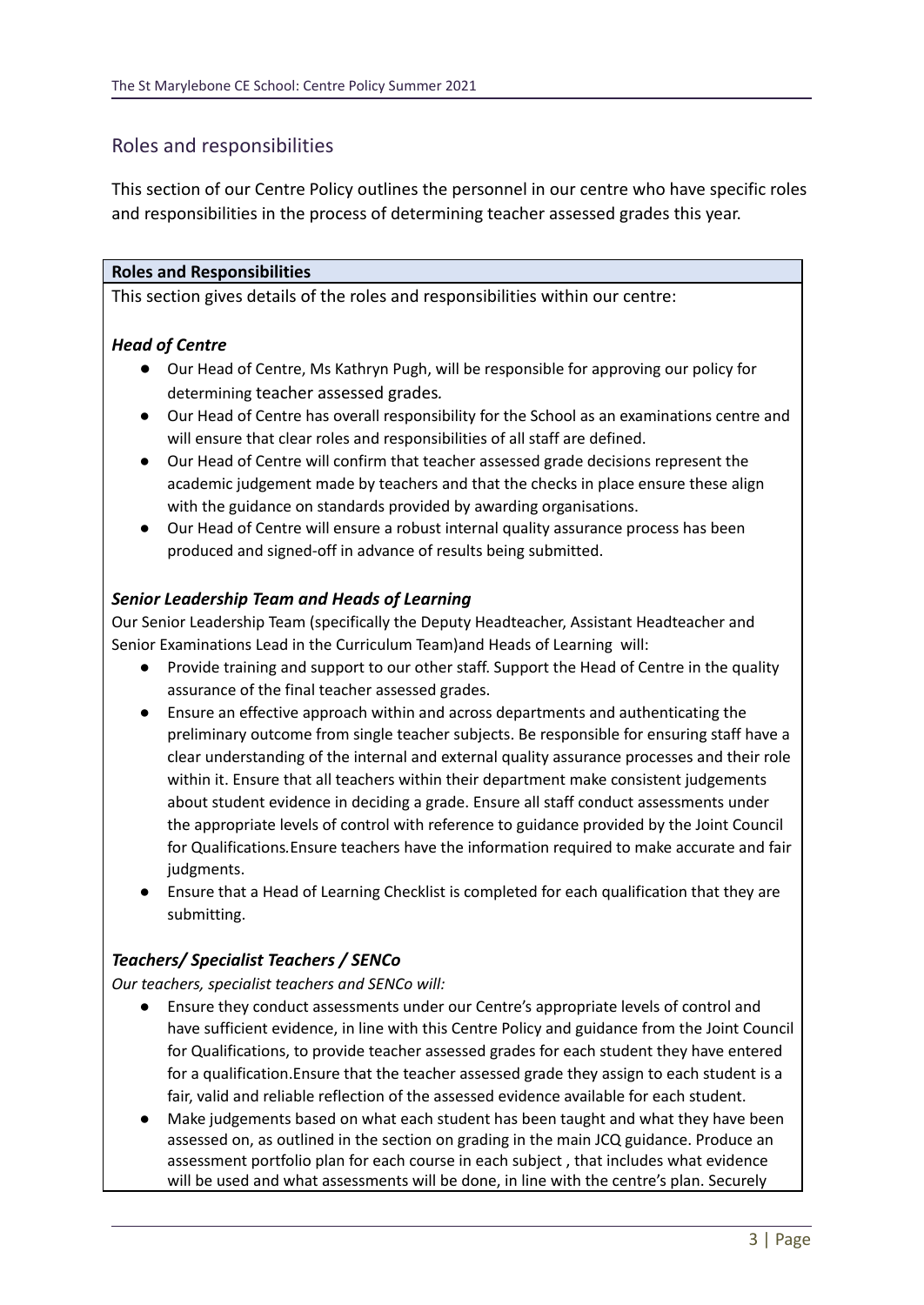## Roles and responsibilities

This section of our Centre Policy outlines the personnel in our centre who have specific roles and responsibilities in the process of determining teacher assessed grades this year.

**Roles and Responsibilities**

This section gives details of the roles and responsibilities within our centre:

### *Head of Centre*

- Our Head of Centre, Ms Kathryn Pugh, will be responsible for approving our policy for determining teacher assessed grades.
- Our Head of Centre has overall responsibility for the School as an examinations centre and will ensure that clear roles and responsibilities of all staff are defined.
- Our Head of Centre will confirm that teacher assessed grade decisions represent the academic judgement made by teachers and that the checks in place ensure these align with the guidance on standards provided by awarding organisations.
- Our Head of Centre will ensure a robust internal quality assurance process has been produced and signed-off in advance of results being submitted.

### *Senior Leadership Team and Heads of Learning*

Our Senior Leadership Team (specifically the Deputy Headteacher, Assistant Headteacher and Senior Examinations Lead in the Curriculum Team)and Heads of Learning will:

- Provide training and support to our other staff. Support the Head of Centre in the quality assurance of the final teacher assessed grades.
- Ensure an effective approach within and across departments and authenticating the preliminary outcome from single teacher subjects. Be responsible for ensuring staff have a clear understanding of the internal and external quality assurance processes and their role within it. Ensure that all teachers within their department make consistent judgements about student evidence in deciding a grade. Ensure all staff conduct assessments under the appropriate levels of control with reference to guidance provided by the Joint Council for Qualifications.Ensure teachers have the information required to make accurate and fair judgments.
- Ensure that a Head of Learning Checklist is completed for each qualification that they are submitting.

### *Teachers/ Specialist Teachers / SENCo*

*Our teachers, specialist teachers and SENCo will:*

- Ensure they conduct assessments under our Centre's appropriate levels of control and have sufficient evidence, in line with this Centre Policy and guidance from the Joint Council for Qualifications, to provide teacher assessed grades for each student they have entered for a qualification.Ensure that the teacher assessed grade they assign to each student is a fair, valid and reliable reflection of the assessed evidence available for each student.
- Make judgements based on what each student has been taught and what they have been assessed on, as outlined in the section on grading in the main JCQ guidance. Produce an assessment portfolio plan for each course in each subject , that includes what evidence will be used and what assessments will be done, in line with the centre's plan. Securely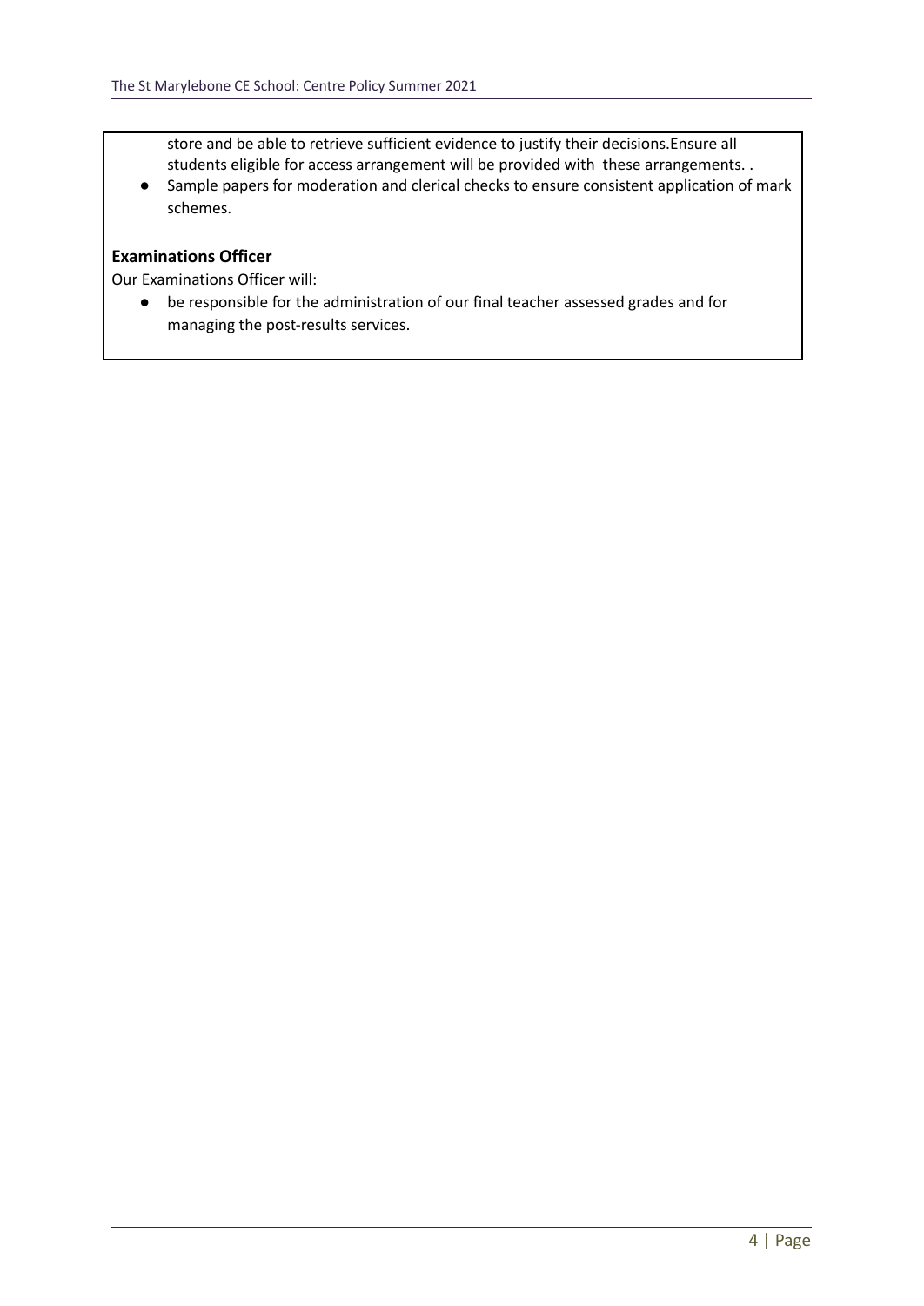store and be able to retrieve sufficient evidence to justify their decisions.Ensure all students eligible for access arrangement will be provided with these arrangements. .
- Sample papers for moderation and clerical checks to ensure consistent application of mark schemes.

**Examinations Officer**

Our Examinations Officer will:

- be responsible for the administration of our final teacher assessed grades and for managing the post-results services.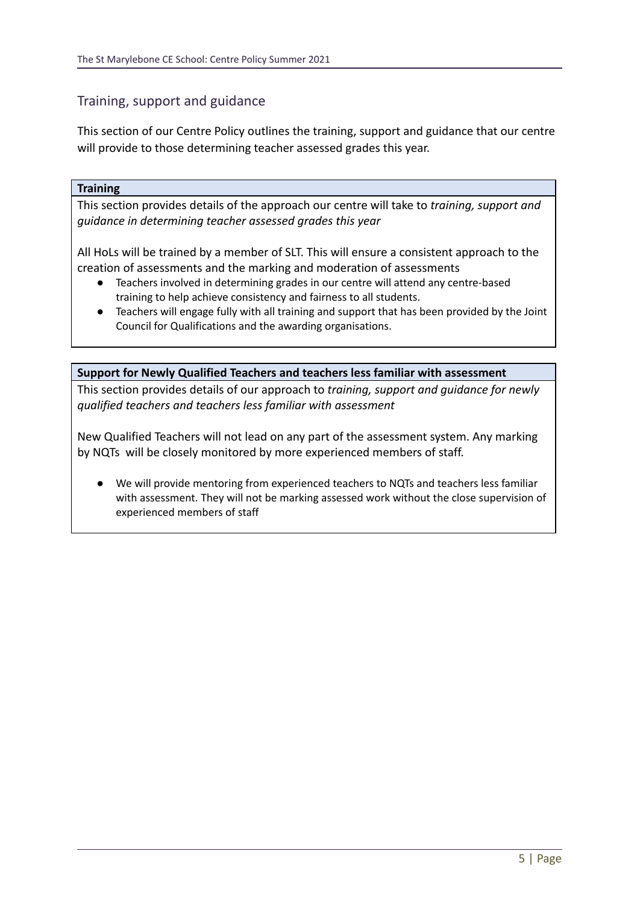## Training, support and guidance

This section of our Centre Policy outlines the training, support and guidance that our centre will provide to those determining teacher assessed grades this year.

### Training

This section provides details of the approach our centre will take to *training, support and guidance in determining teacher assessed grades this year*

All HoLs will be trained by a member of SLT. This will ensure a consistent approach to the creation of assessments and the marking and moderation of assessments

- Teachers involved in determining grades in our centre will attend any centre-based training to help achieve consistency and fairness to all students.
- Teachers will engage fully with all training and support that has been provided by the Joint Council for Qualifications and the awarding organisations.

### Support for Newly Qualified Teachers and teachers less familiar with assessment

This section provides details of our approach to *training, support and guidance for newly qualified teachers and teachers less familiar with assessment*

New Qualified Teachers will not lead on any part of the assessment system. Any marking by NQTs will be closely monitored by more experienced members of staff.

- We will provide mentoring from experienced teachers to NQTs and teachers less familiar with assessment. They will not be marking assessed work without the close supervision of experienced members of staff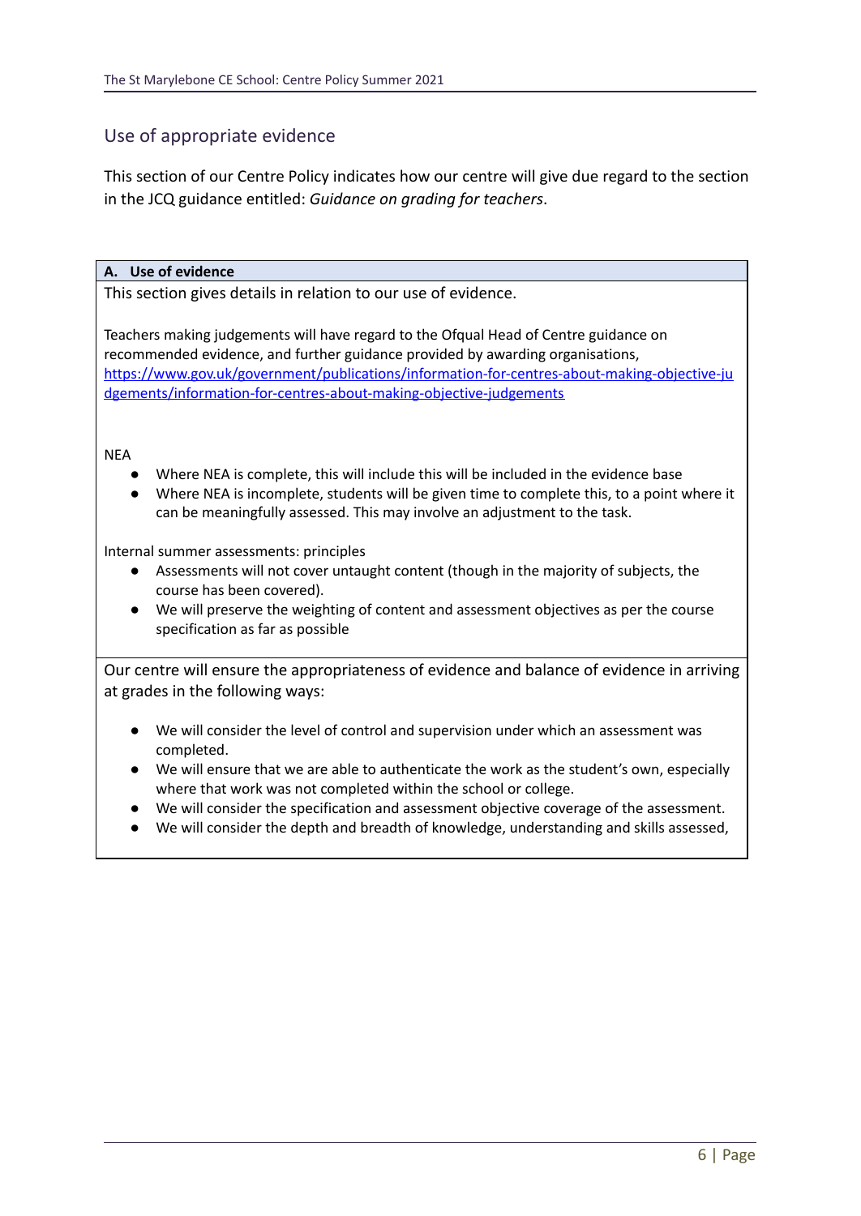## Use of appropriate evidence

This section of our Centre Policy indicates how our centre will give due regard to the section in the JCQ guidance entitled: *Guidance on grading for teachers*.

**A. Use of evidence**

This section gives details in relation to our use of evidence.

Teachers making judgements will have regard to the Ofqual Head of Centre guidance on recommended evidence, and further guidance provided by awarding organisations, https://www.gov.uk/government/publications/information-for-centres-about-making-objective-judgements/information-for-centres-about-making-objective-judgements

NEA

- Where NEA is complete, this will include this will be included in the evidence base
- Where NEA is incomplete, students will be given time to complete this, to a point where it can be meaningfully assessed. This may involve an adjustment to the task.

Internal summer assessments: principles

- Assessments will not cover untaught content (though in the majority of subjects, the course has been covered).
- We will preserve the weighting of content and assessment objectives as per the course specification as far as possible

Our centre will ensure the appropriateness of evidence and balance of evidence in arriving at grades in the following ways:

- We will consider the level of control and supervision under which an assessment was completed.
- We will ensure that we are able to authenticate the work as the student's own, especially where that work was not completed within the school or college.
- We will consider the specification and assessment objective coverage of the assessment.
- We will consider the depth and breadth of knowledge, understanding and skills assessed,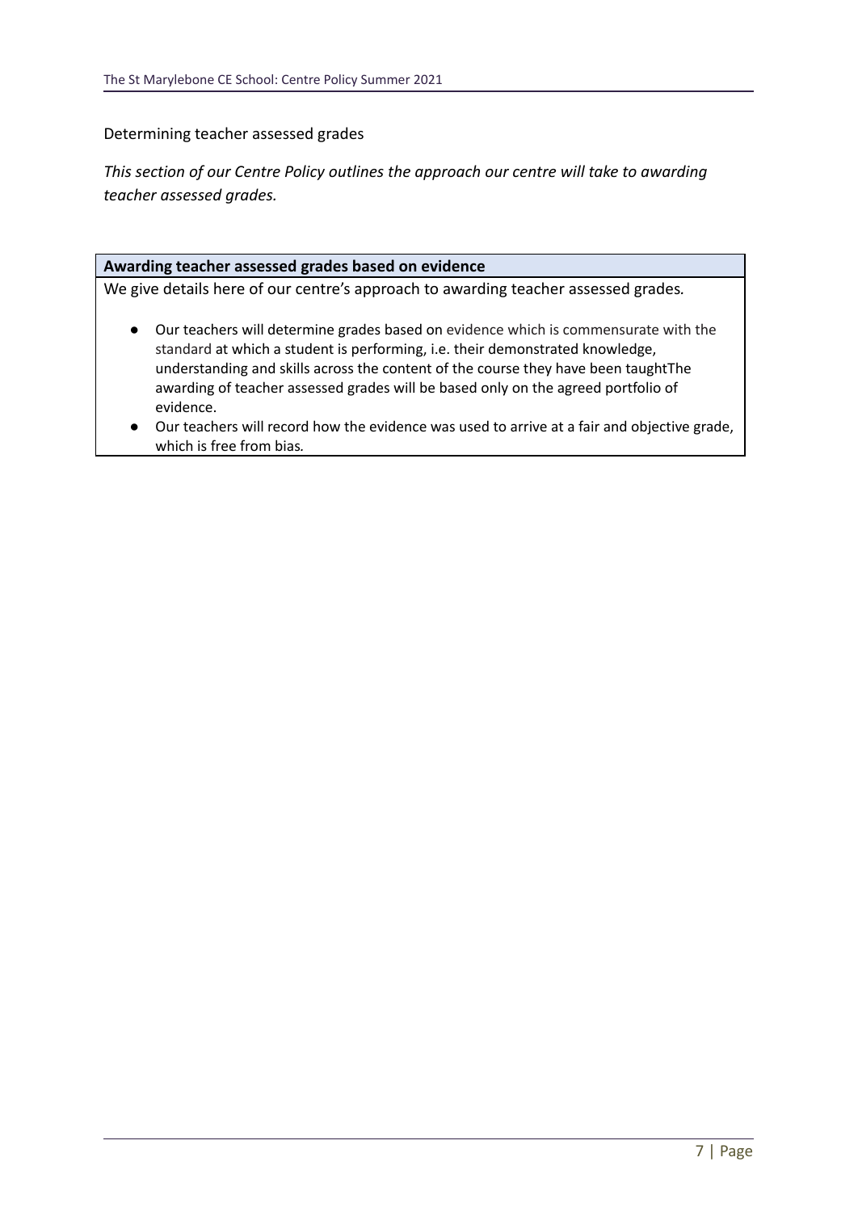Determining teacher assessed grades

*This section of our Centre Policy outlines the approach our centre will take to awarding teacher assessed grades.*

**Awarding teacher assessed grades based on evidence**

We give details here of our centre's approach to awarding teacher assessed grades.

- Our teachers will determine grades based on evidence which is commensurate with the standard at which a student is performing, i.e. their demonstrated knowledge, understanding and skills across the content of the course they have been taughtThe awarding of teacher assessed grades will be based only on the agreed portfolio of evidence.
- Our teachers will record how the evidence was used to arrive at a fair and objective grade, which is free from bias.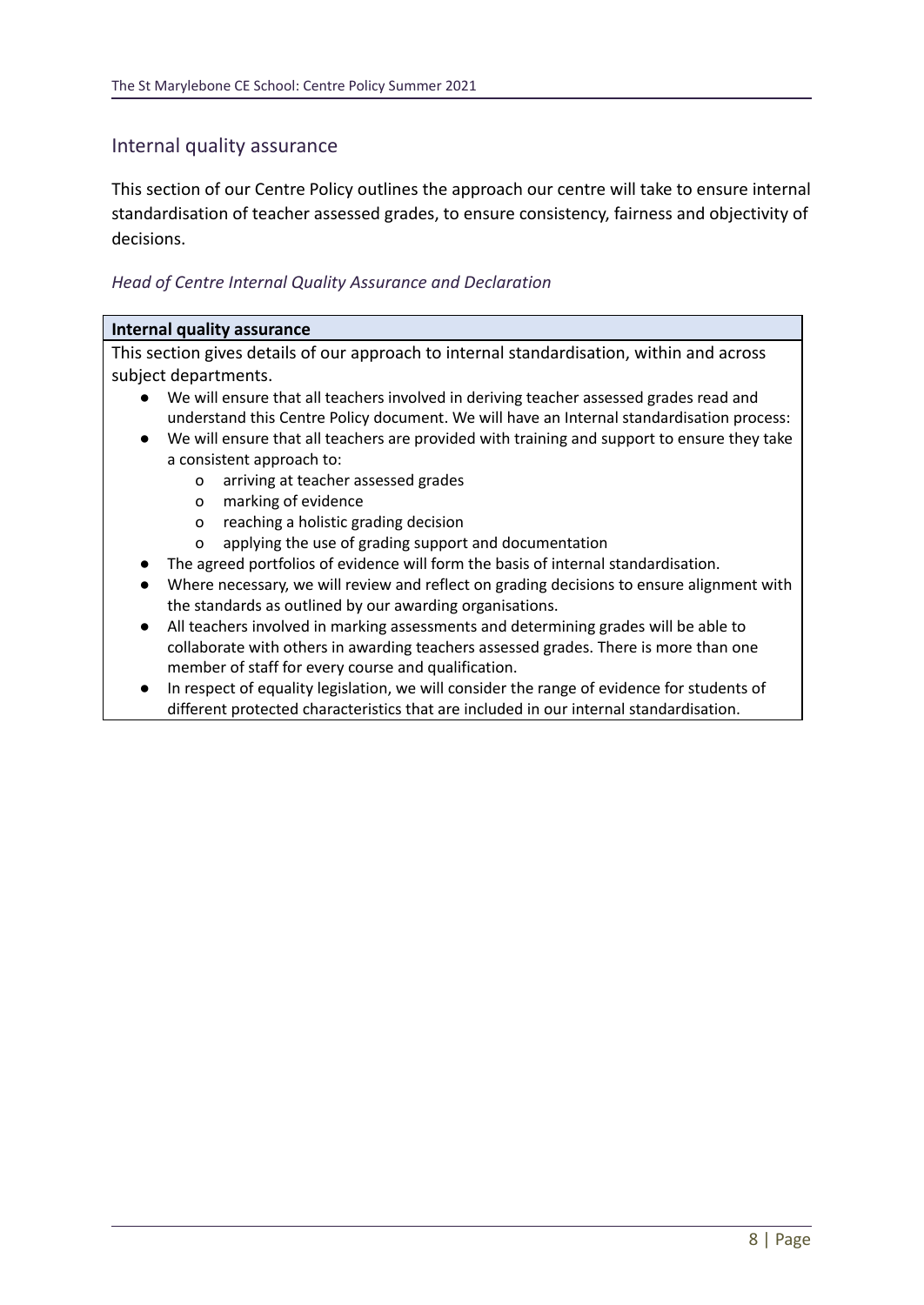## Internal quality assurance

This section of our Centre Policy outlines the approach our centre will take to ensure internal standardisation of teacher assessed grades, to ensure consistency, fairness and objectivity of decisions.

### *Head of Centre Internal Quality Assurance and Declaration*

**Internal quality assurance**

This section gives details of our approach to internal standardisation, within and across subject departments.

- We will ensure that all teachers involved in deriving teacher assessed grades read and understand this Centre Policy document. We will have an Internal standardisation process:
- We will ensure that all teachers are provided with training and support to ensure they take a consistent approach to:
    - arriving at teacher assessed grades
    - marking of evidence
    - reaching a holistic grading decision
    - applying the use of grading support and documentation
- The agreed portfolios of evidence will form the basis of internal standardisation.
- Where necessary, we will review and reflect on grading decisions to ensure alignment with the standards as outlined by our awarding organisations.
- All teachers involved in marking assessments and determining grades will be able to collaborate with others in awarding teachers assessed grades. There is more than one member of staff for every course and qualification.
- In respect of equality legislation, we will consider the range of evidence for students of different protected characteristics that are included in our internal standardisation.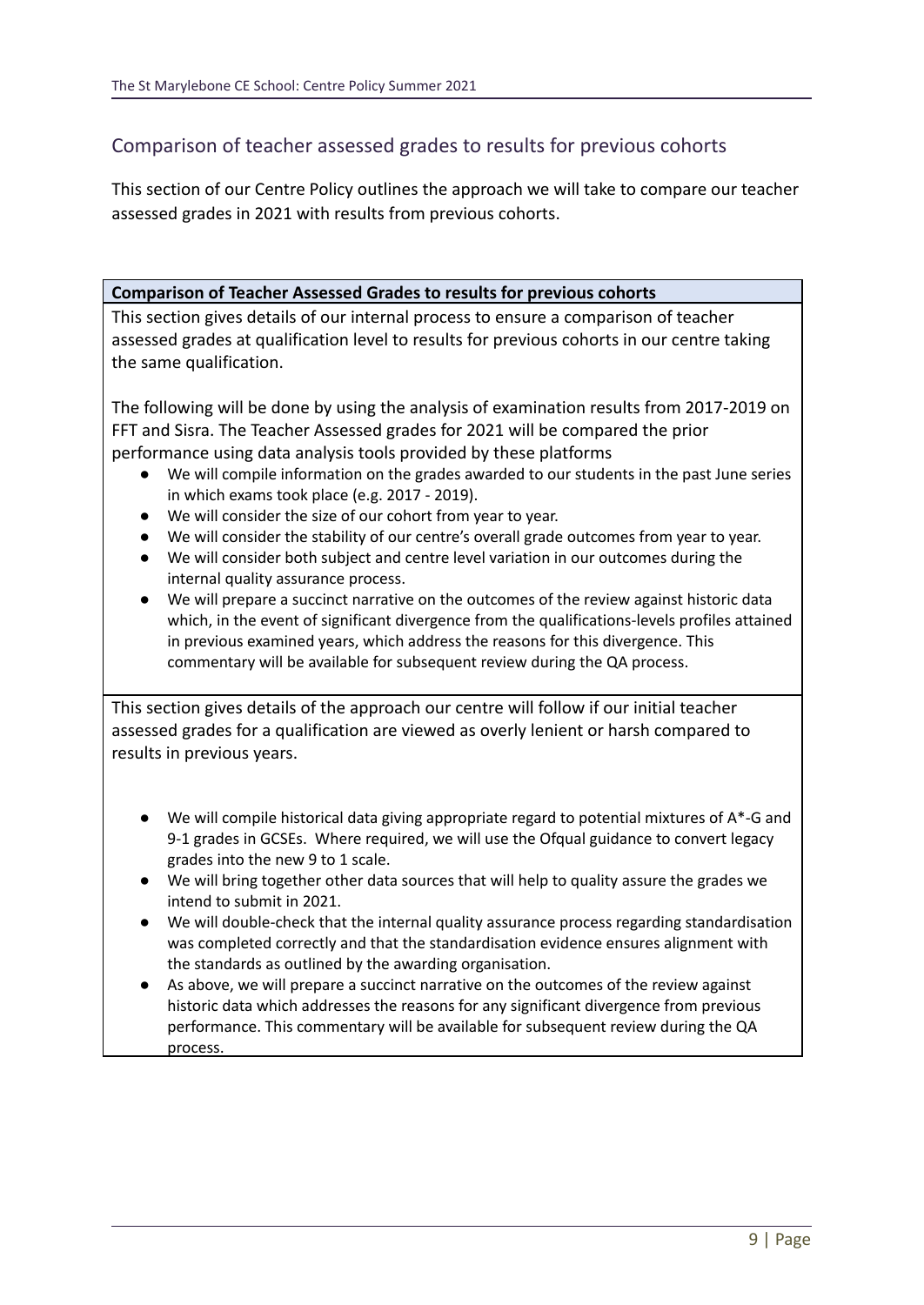## Comparison of teacher assessed grades to results for previous cohorts

This section of our Centre Policy outlines the approach we will take to compare our teacher assessed grades in 2021 with results from previous cohorts.

**Comparison of Teacher Assessed Grades to results for previous cohorts**

This section gives details of our internal process to ensure a comparison of teacher assessed grades at qualification level to results for previous cohorts in our centre taking the same qualification.

The following will be done by using the analysis of examination results from 2017-2019 on FFT and Sisra. The Teacher Assessed grades for 2021 will be compared the prior performance using data analysis tools provided by these platforms

- We will compile information on the grades awarded to our students in the past June series in which exams took place (e.g. 2017 - 2019).
- We will consider the size of our cohort from year to year.
- We will consider the stability of our centre's overall grade outcomes from year to year.
- We will consider both subject and centre level variation in our outcomes during the internal quality assurance process.
- We will prepare a succinct narrative on the outcomes of the review against historic data which, in the event of significant divergence from the qualifications-levels profiles attained in previous examined years, which address the reasons for this divergence. This commentary will be available for subsequent review during the QA process.

This section gives details of the approach our centre will follow if our initial teacher assessed grades for a qualification are viewed as overly lenient or harsh compared to results in previous years.

- We will compile historical data giving appropriate regard to potential mixtures of A*-G and 9-1 grades in GCSEs. Where required, we will use the Ofqual guidance to convert legacy grades into the new 9 to 1 scale.
- We will bring together other data sources that will help to quality assure the grades we intend to submit in 2021.
- We will double-check that the internal quality assurance process regarding standardisation was completed correctly and that the standardisation evidence ensures alignment with the standards as outlined by the awarding organisation.
- As above, we will prepare a succinct narrative on the outcomes of the review against historic data which addresses the reasons for any significant divergence from previous performance. This commentary will be available for subsequent review during the QA process.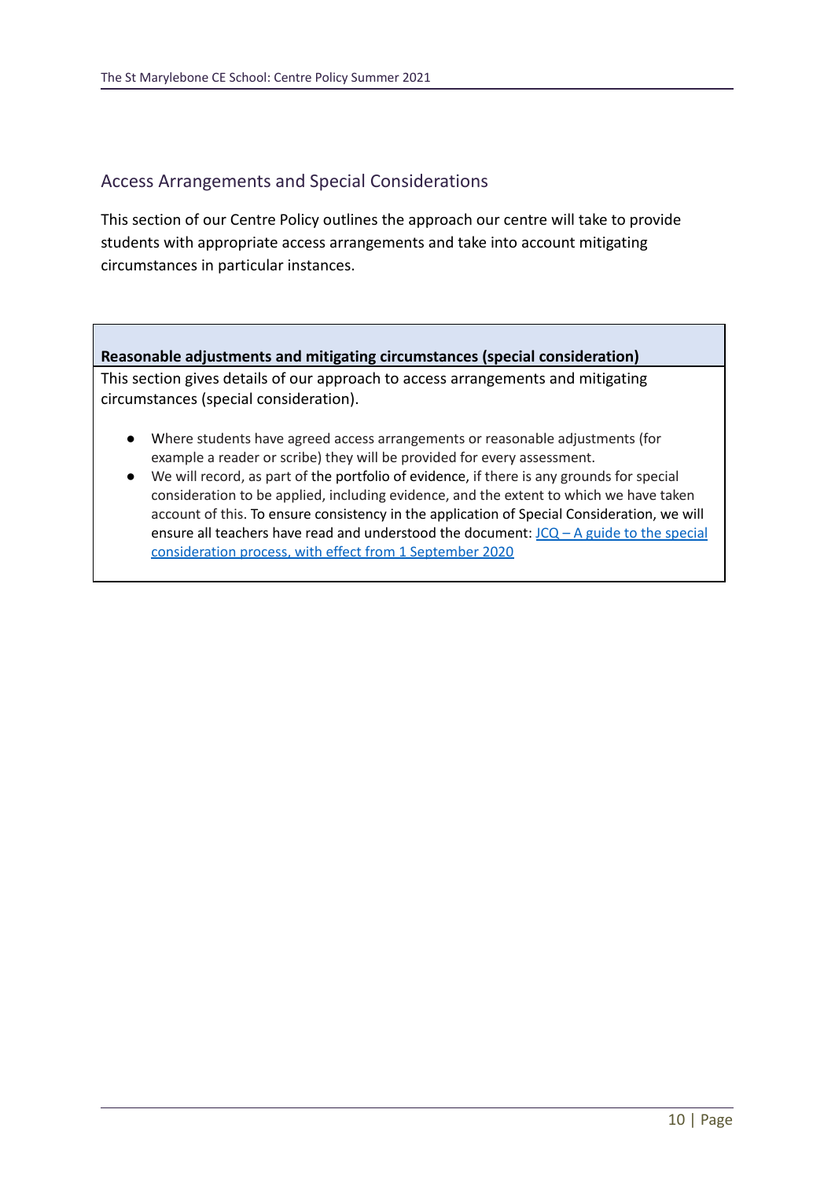## Access Arrangements and Special Considerations

This section of our Centre Policy outlines the approach our centre will take to provide students with appropriate access arrangements and take into account mitigating circumstances in particular instances.

**Reasonable adjustments and mitigating circumstances (special consideration)**

This section gives details of our approach to access arrangements and mitigating circumstances (special consideration).

- Where students have agreed access arrangements or reasonable adjustments (for example a reader or scribe) they will be provided for every assessment.
- We will record, as part of the portfolio of evidence, if there is any grounds for special consideration to be applied, including evidence, and the extent to which we have taken account of this. To ensure consistency in the application of Special Consideration, we will ensure all teachers have read and understood the document: JCQ – A guide to the special consideration process, with effect from 1 September 2020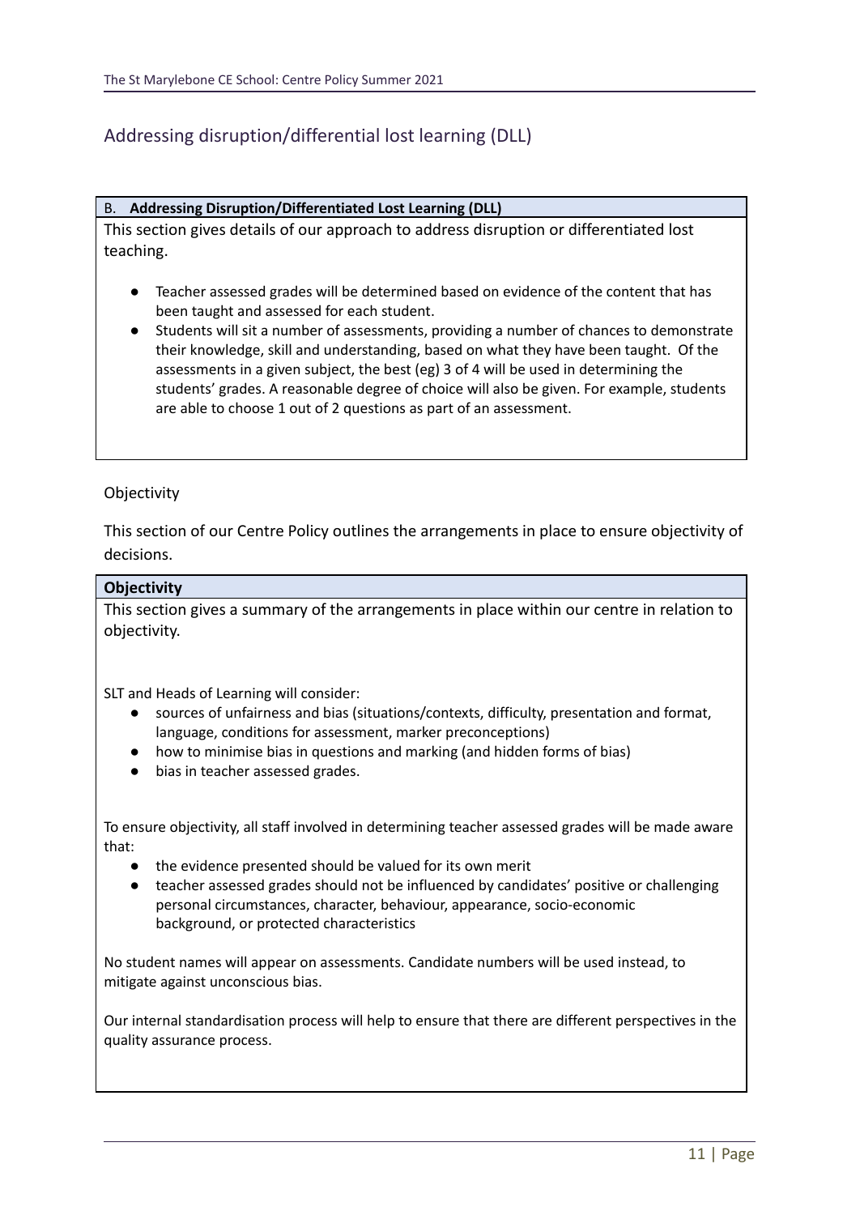## Addressing disruption/differential lost learning (DLL)

### B. **Addressing Disruption/Differentiated Lost Learning (DLL)**

This section gives details of our approach to address disruption or differentiated lost teaching.

- Teacher assessed grades will be determined based on evidence of the content that has been taught and assessed for each student.
- Students will sit a number of assessments, providing a number of chances to demonstrate their knowledge, skill and understanding, based on what they have been taught. Of the assessments in a given subject, the best (eg) 3 of 4 will be used in determining the students' grades. A reasonable degree of choice will also be given. For example, students are able to choose 1 out of 2 questions as part of an assessment.

## Objectivity

This section of our Centre Policy outlines the arrangements in place to ensure objectivity of decisions.

### **Objectivity**

This section gives a summary of the arrangements in place within our centre in relation to objectivity.

SLT and Heads of Learning will consider:

- sources of unfairness and bias (situations/contexts, difficulty, presentation and format, language, conditions for assessment, marker preconceptions)
- how to minimise bias in questions and marking (and hidden forms of bias)
- bias in teacher assessed grades.

To ensure objectivity, all staff involved in determining teacher assessed grades will be made aware that:

- the evidence presented should be valued for its own merit
- teacher assessed grades should not be influenced by candidates' positive or challenging personal circumstances, character, behaviour, appearance, socio-economic background, or protected characteristics

No student names will appear on assessments. Candidate numbers will be used instead, to mitigate against unconscious bias.

Our internal standardisation process will help to ensure that there are different perspectives in the quality assurance process.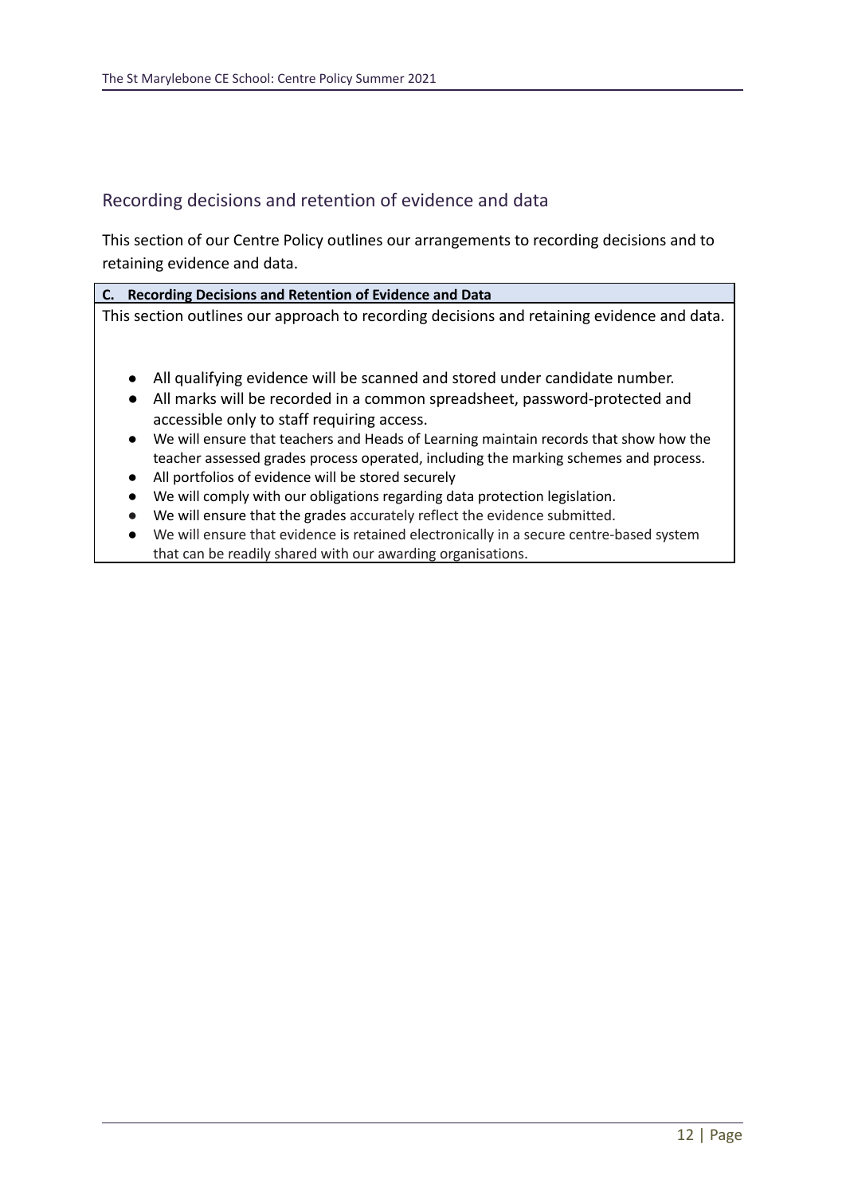## Recording decisions and retention of evidence and data

This section of our Centre Policy outlines our arrangements to recording decisions and to retaining evidence and data.

**C. Recording Decisions and Retention of Evidence and Data**

This section outlines our approach to recording decisions and retaining evidence and data.

- All qualifying evidence will be scanned and stored under candidate number.
- All marks will be recorded in a common spreadsheet, password-protected and accessible only to staff requiring access.
- We will ensure that teachers and Heads of Learning maintain records that show how the teacher assessed grades process operated, including the marking schemes and process.
- All portfolios of evidence will be stored securely
- We will comply with our obligations regarding data protection legislation.
- We will ensure that the grades accurately reflect the evidence submitted.
- We will ensure that evidence is retained electronically in a secure centre-based system that can be readily shared with our awarding organisations.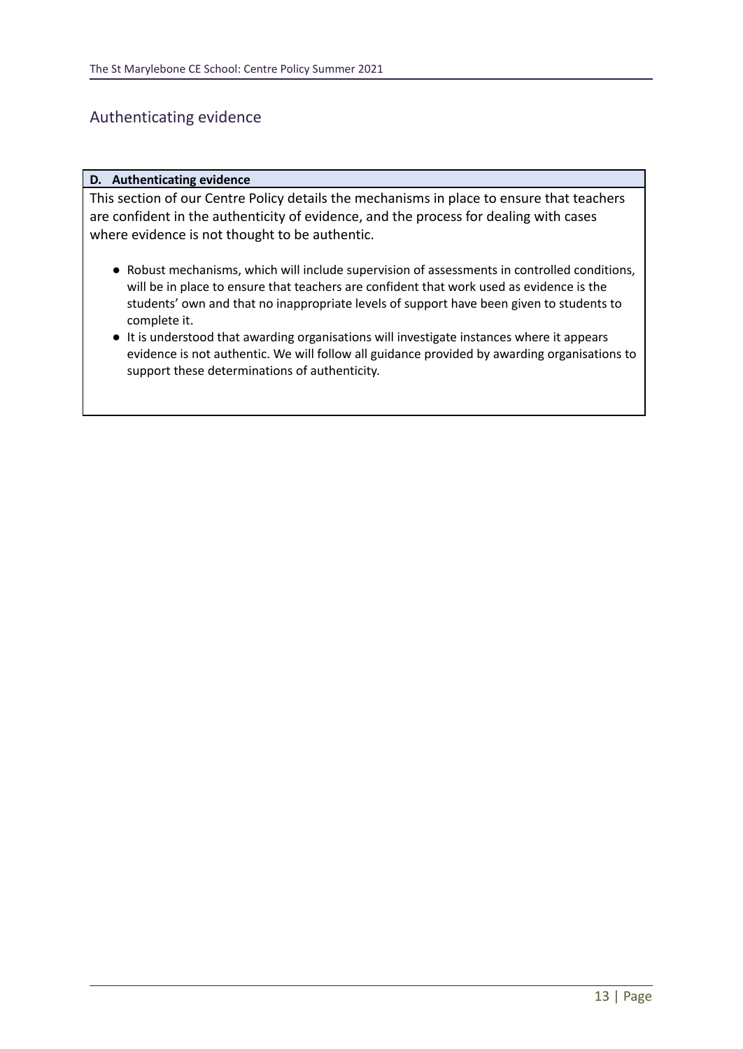## Authenticating evidence

**D. Authenticating evidence**

This section of our Centre Policy details the mechanisms in place to ensure that teachers are confident in the authenticity of evidence, and the process for dealing with cases where evidence is not thought to be authentic.

- Robust mechanisms, which will include supervision of assessments in controlled conditions, will be in place to ensure that teachers are confident that work used as evidence is the students' own and that no inappropriate levels of support have been given to students to complete it.
- It is understood that awarding organisations will investigate instances where it appears evidence is not authentic. We will follow all guidance provided by awarding organisations to support these determinations of authenticity.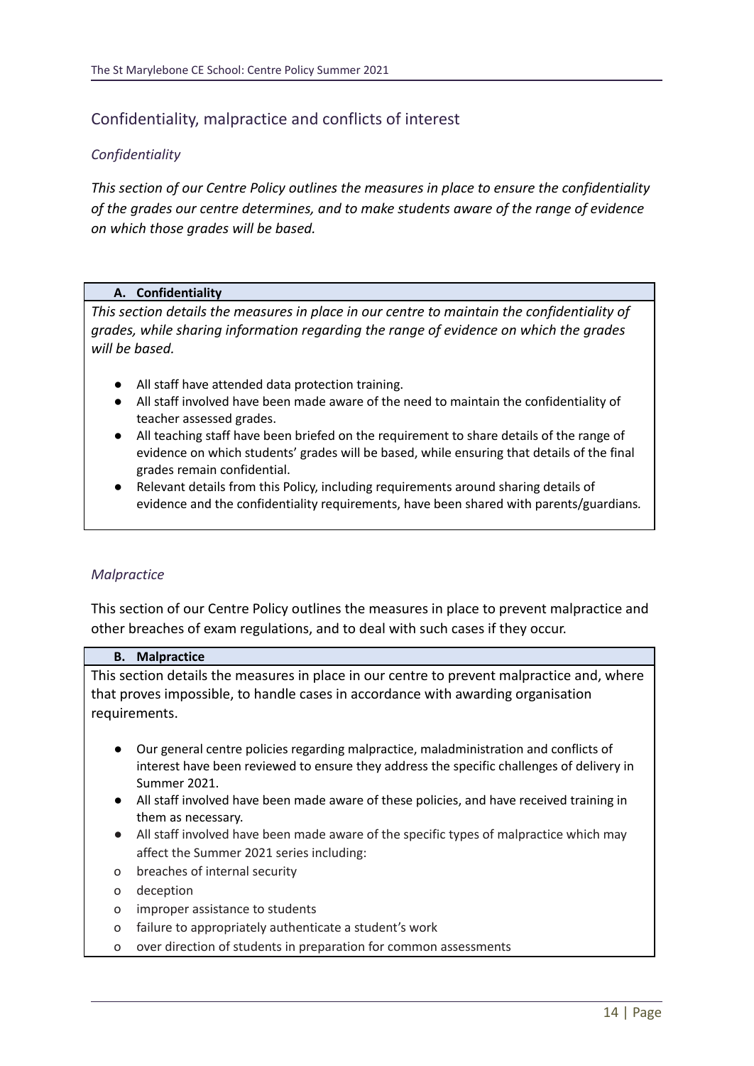## Confidentiality, malpractice and conflicts of interest

### *Confidentiality*

*This section of our Centre Policy outlines the measures in place to ensure the confidentiality of the grades our centre determines, and to make students aware of the range of evidence on which those grades will be based.*

#### A. Confidentiality

*This section details the measures in place in our centre to maintain the confidentiality of grades, while sharing information regarding the range of evidence on which the grades will be based.*

- All staff have attended data protection training.
- All staff involved have been made aware of the need to maintain the confidentiality of teacher assessed grades.
- All teaching staff have been briefed on the requirement to share details of the range of evidence on which students' grades will be based, while ensuring that details of the final grades remain confidential.
- Relevant details from this Policy, including requirements around sharing details of evidence and the confidentiality requirements, have been shared with parents/guardians.

### *Malpractice*

This section of our Centre Policy outlines the measures in place to prevent malpractice and other breaches of exam regulations, and to deal with such cases if they occur.

#### B. Malpractice

This section details the measures in place in our centre to prevent malpractice and, where that proves impossible, to handle cases in accordance with awarding organisation requirements.

- Our general centre policies regarding malpractice, maladministration and conflicts of interest have been reviewed to ensure they address the specific challenges of delivery in Summer 2021.
- All staff involved have been made aware of these policies, and have received training in them as necessary.
- All staff involved have been made aware of the specific types of malpractice which may affect the Summer 2021 series including:
  - breaches of internal security
  - deception
  - improper assistance to students
  - failure to appropriately authenticate a student's work
  - over direction of students in preparation for common assessments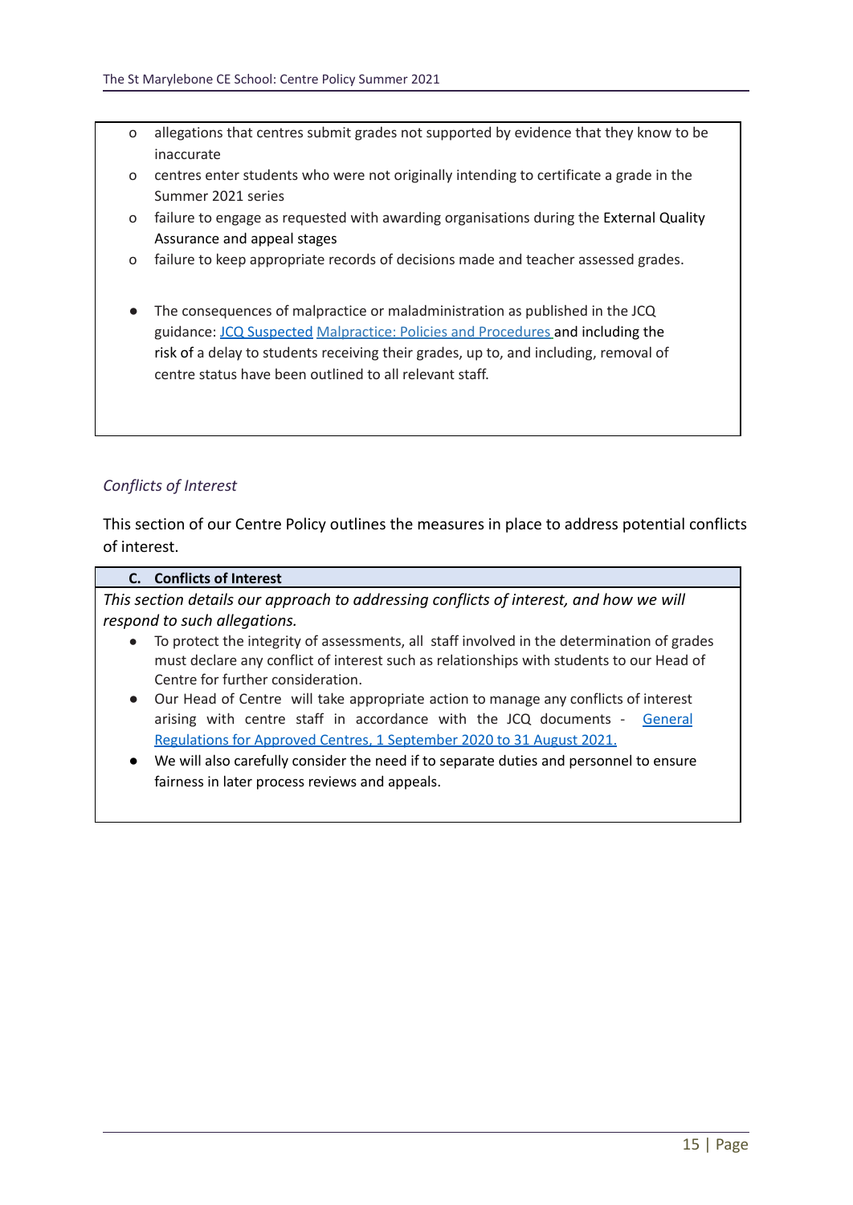- allegations that centres submit grades not supported by evidence that they know to be inaccurate
- centres enter students who were not originally intending to certificate a grade in the Summer 2021 series
- failure to engage as requested with awarding organisations during the External Quality Assurance and appeal stages
- failure to keep appropriate records of decisions made and teacher assessed grades.

- The consequences of malpractice or maladministration as published in the JCQ guidance: JCQ Suspected Malpractice: Policies and Procedures and including the risk of a delay to students receiving their grades, up to, and including, removal of centre status have been outlined to all relevant staff.

*Conflicts of Interest*

This section of our Centre Policy outlines the measures in place to address potential conflicts of interest.

**C. Conflicts of Interest**

*This section details our approach to addressing conflicts of interest, and how we will respond to such allegations.*

- To protect the integrity of assessments, all staff involved in the determination of grades must declare any conflict of interest such as relationships with students to our Head of Centre for further consideration.
- Our Head of Centre will take appropriate action to manage any conflicts of interest arising with centre staff in accordance with the JCQ documents - General Regulations for Approved Centres, 1 September 2020 to 31 August 2021.
- We will also carefully consider the need if to separate duties and personnel to ensure fairness in later process reviews and appeals.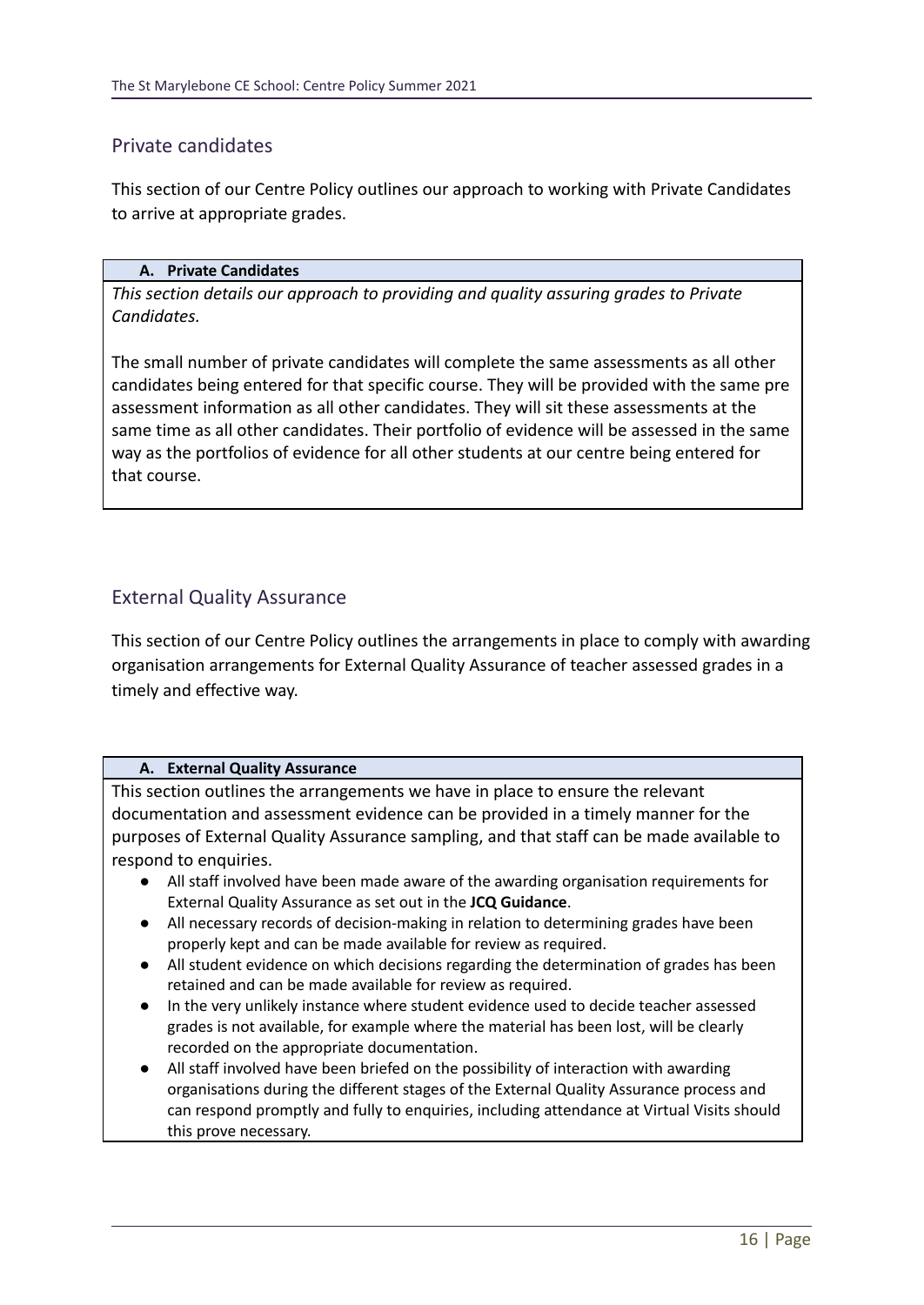## Private candidates

This section of our Centre Policy outlines our approach to working with Private Candidates to arrive at appropriate grades.

### A. Private Candidates

*This section details our approach to providing and quality assuring grades to Private Candidates.*

The small number of private candidates will complete the same assessments as all other candidates being entered for that specific course. They will be provided with the same pre assessment information as all other candidates. They will sit these assessments at the same time as all other candidates. Their portfolio of evidence will be assessed in the same way as the portfolios of evidence for all other students at our centre being entered for that course.

## External Quality Assurance

This section of our Centre Policy outlines the arrangements in place to comply with awarding organisation arrangements for External Quality Assurance of teacher assessed grades in a timely and effective way.

### A. External Quality Assurance

This section outlines the arrangements we have in place to ensure the relevant documentation and assessment evidence can be provided in a timely manner for the purposes of External Quality Assurance sampling, and that staff can be made available to respond to enquiries.

- All staff involved have been made aware of the awarding organisation requirements for External Quality Assurance as set out in the **JCQ Guidance**.
- All necessary records of decision-making in relation to determining grades have been properly kept and can be made available for review as required.
- All student evidence on which decisions regarding the determination of grades has been retained and can be made available for review as required.
- In the very unlikely instance where student evidence used to decide teacher assessed grades is not available, for example where the material has been lost, will be clearly recorded on the appropriate documentation.
- All staff involved have been briefed on the possibility of interaction with awarding organisations during the different stages of the External Quality Assurance process and can respond promptly and fully to enquiries, including attendance at Virtual Visits should this prove necessary.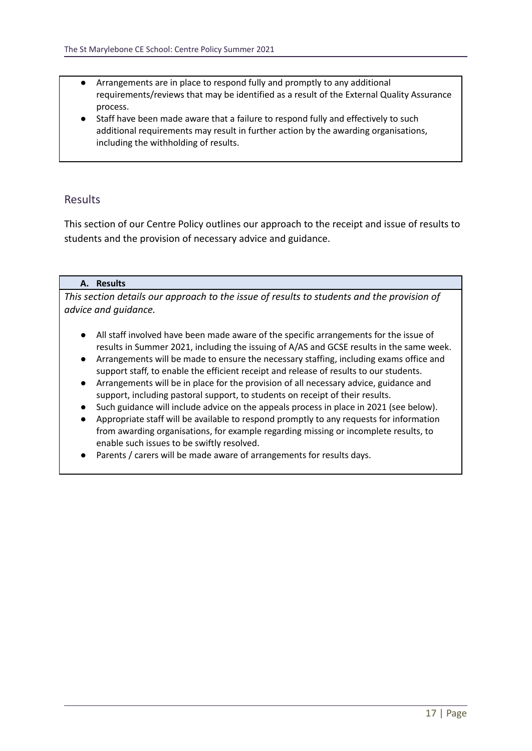- Arrangements are in place to respond fully and promptly to any additional requirements/reviews that may be identified as a result of the External Quality Assurance process.
- Staff have been made aware that a failure to respond fully and effectively to such additional requirements may result in further action by the awarding organisations, including the withholding of results.

## Results

This section of our Centre Policy outlines our approach to the receipt and issue of results to students and the provision of necessary advice and guidance.

### A. Results

*This section details our approach to the issue of results to students and the provision of advice and guidance.*

- All staff involved have been made aware of the specific arrangements for the issue of results in Summer 2021, including the issuing of A/AS and GCSE results in the same week.
- Arrangements will be made to ensure the necessary staffing, including exams office and support staff, to enable the efficient receipt and release of results to our students.
- Arrangements will be in place for the provision of all necessary advice, guidance and support, including pastoral support, to students on receipt of their results.
- Such guidance will include advice on the appeals process in place in 2021 (see below).
- Appropriate staff will be available to respond promptly to any requests for information from awarding organisations, for example regarding missing or incomplete results, to enable such issues to be swiftly resolved.
- Parents / carers will be made aware of arrangements for results days.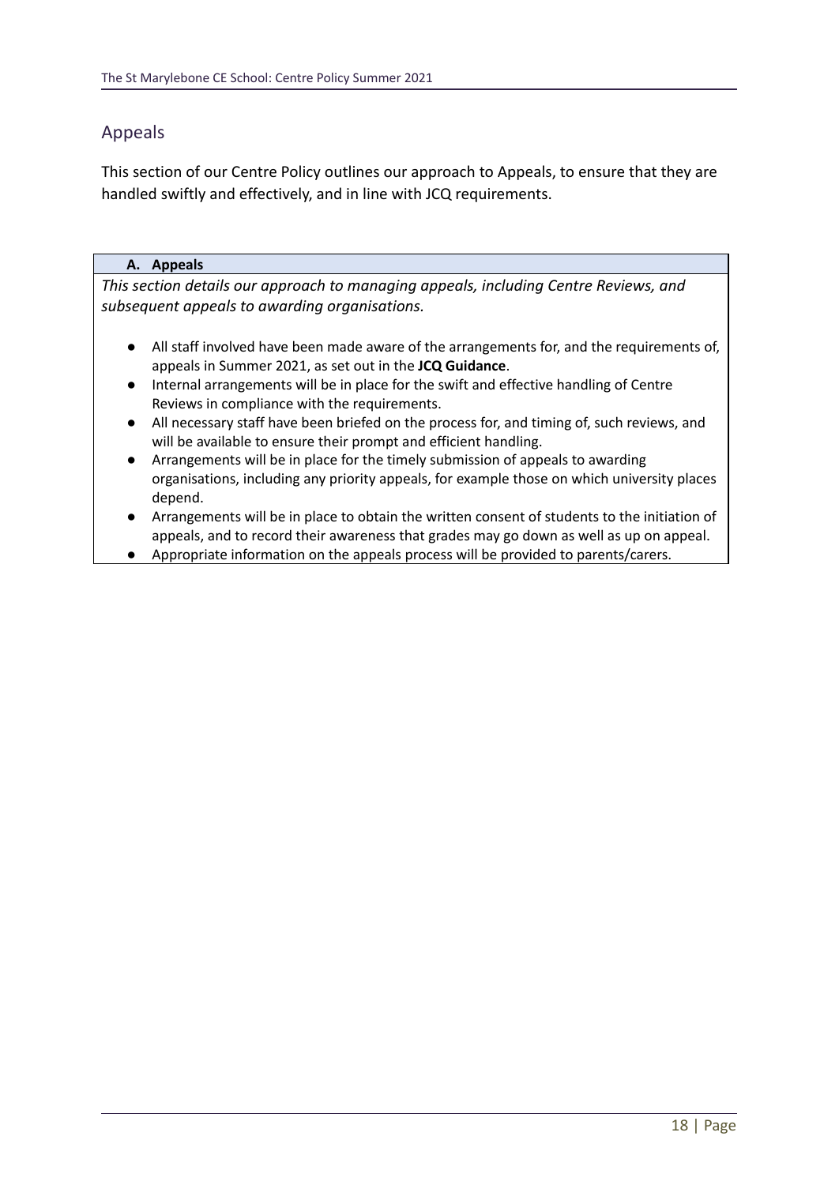## Appeals

This section of our Centre Policy outlines our approach to Appeals, to ensure that they are handled swiftly and effectively, and in line with JCQ requirements.

### A. Appeals

*This section details our approach to managing appeals, including Centre Reviews, and subsequent appeals to awarding organisations.*

- All staff involved have been made aware of the arrangements for, and the requirements of, appeals in Summer 2021, as set out in the **JCQ Guidance**.
- Internal arrangements will be in place for the swift and effective handling of Centre Reviews in compliance with the requirements.
- All necessary staff have been briefed on the process for, and timing of, such reviews, and will be available to ensure their prompt and efficient handling.
- Arrangements will be in place for the timely submission of appeals to awarding organisations, including any priority appeals, for example those on which university places depend.
- Arrangements will be in place to obtain the written consent of students to the initiation of appeals, and to record their awareness that grades may go down as well as up on appeal.
- Appropriate information on the appeals process will be provided to parents/carers.